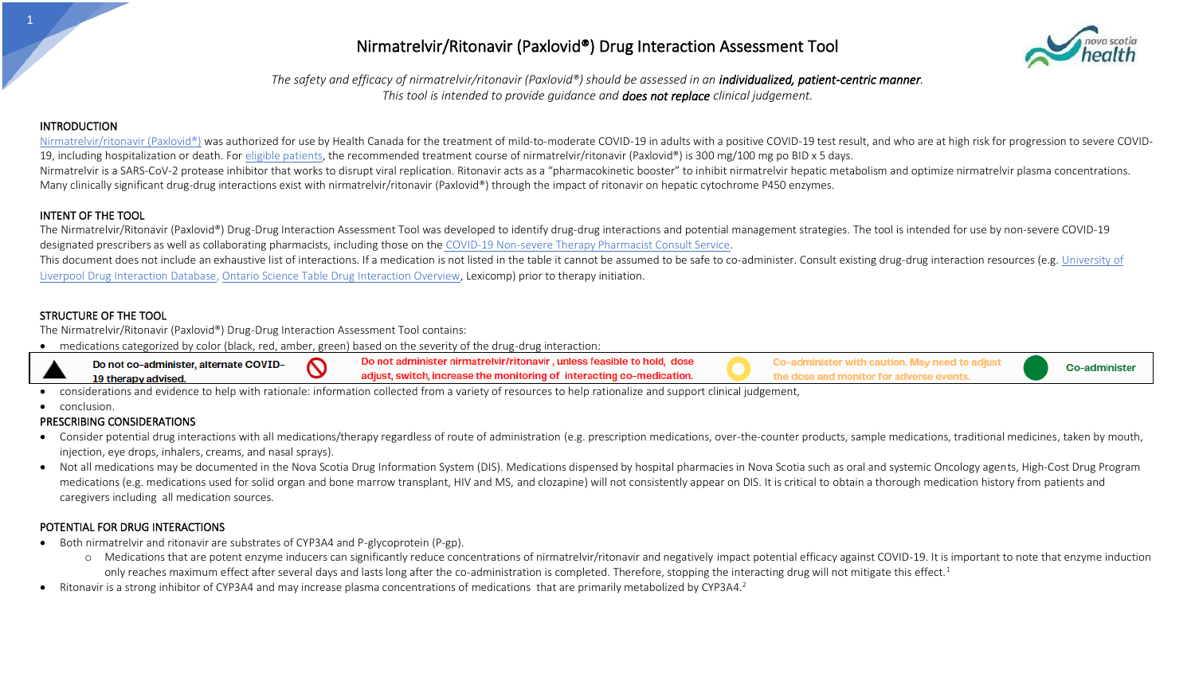# Nirmatrelvir/Ritonavir (Paxlovid®) Drug Interaction Assessment Tool

*The safety and efficacy of nirmatrelvir/ritonavir (Paxlovid®) should be assessed in an* ***individualized, patient-centric manner****.*
*This tool is intended to provide guidance and* ***does not replace*** *clinical judgement.*

## INTRODUCTION

Nirmatrelvir/ritonavir (Paxlovid®) was authorized for use by Health Canada for the treatment of mild-to-moderate COVID-19 in adults with a positive COVID-19 test result, and who are at high risk for progression to severe COVID-19, including hospitalization or death. For eligible patients, the recommended treatment course of nirmatrelvir/ritonavir (Paxlovid®) is 300 mg/100 mg po BID x 5 days.

Nirmatrelvir is a SARS-CoV-2 protease inhibitor that works to disrupt viral replication. Ritonavir acts as a "pharmacokinetic booster" to inhibit nirmatrelvir hepatic metabolism and optimize nirmatrelvir plasma concentrations. Many clinically significant drug-drug interactions exist with nirmatrelvir/ritonavir (Paxlovid®) through the impact of ritonavir on hepatic cytochrome P450 enzymes.

## INTENT OF THE TOOL

The Nirmatrelvir/Ritonavir (Paxlovid®) Drug-Drug Interaction Assessment Tool was developed to identify drug-drug interactions and potential management strategies. The tool is intended for use by non-severe COVID-19 designated prescribers as well as collaborating pharmacists, including those on the COVID-19 Non-severe Therapy Pharmacist Consult Service.

This document does not include an exhaustive list of interactions. If a medication is not listed in the table it cannot be assumed to be safe to co-administer. Consult existing drug-drug interaction resources (e.g. University of Liverpool Drug Interaction Database, Ontario Science Table Drug Interaction Overview, Lexicomp) prior to therapy initiation.

## STRUCTURE OF THE TOOL

The Nirmatrelvir/Ritonavir (Paxlovid®) Drug-Drug Interaction Assessment Tool contains:

- medications categorized by color (black, red, amber, green) based on the severity of the drug-drug interaction:

| ▲ (black) | ⃠ (red) | ● (amber) | ● (green) |
|---|---|---|---|
| **Do not co-administer, alternate COVID-19 therapy advised.** | **Do not administer nirmatrelvir/ritonavir , unless feasible to hold, dose adjust, switch, increase the monitoring of interacting co-medication.** | **Co-administer with caution. May need to adjust the dose and monitor for adverse events.** | **Co-administer** |

- considerations and evidence to help with rationale: information collected from a variety of resources to help rationalize and support clinical judgement,
- conclusion.

## PRESCRIBING CONSIDERATIONS

- Consider potential drug interactions with all medications/therapy regardless of route of administration (e.g. prescription medications, over-the-counter products, sample medications, traditional medicines, taken by mouth, injection, eye drops, inhalers, creams, and nasal sprays).
- Not all medications may be documented in the Nova Scotia Drug Information System (DIS). Medications dispensed by hospital pharmacies in Nova Scotia such as oral and systemic Oncology agents, High-Cost Drug Program medications (e.g. medications used for solid organ and bone marrow transplant, HIV and MS, and clozapine) will not consistently appear on DIS. It is critical to obtain a thorough medication history from patients and caregivers including all medication sources.

## POTENTIAL FOR DRUG INTERACTIONS

- Both nirmatrelvir and ritonavir are substrates of CYP3A4 and P-glycoprotein (P-gp).
  - Medications that are potent enzyme inducers can significantly reduce concentrations of nirmatrelvir/ritonavir and negatively impact potential efficacy against COVID-19. It is important to note that enzyme induction only reaches maximum effect after several days and lasts long after the co-administration is completed. Therefore, stopping the interacting drug will not mitigate this effect.[1]
- Ritonavir is a strong inhibitor of CYP3A4 and may increase plasma concentrations of medications that are primarily metabolized by CYP3A4.[2]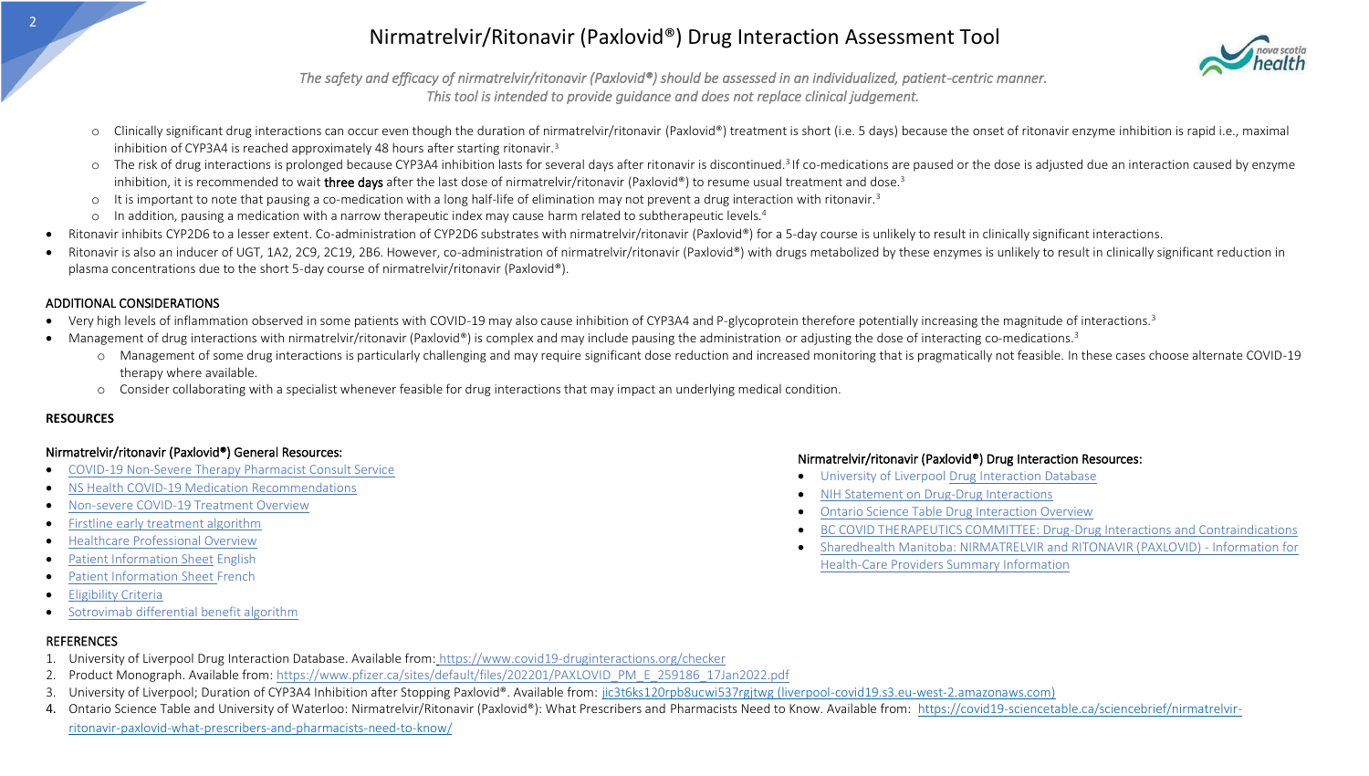# Nirmatrelvir/Ritonavir (Paxlovid®) Drug Interaction Assessment Tool

*The safety and efficacy of nirmatrelvir/ritonavir (Paxlovid®) should be assessed in an individualized, patient-centric manner. This tool is intended to provide guidance and does not replace clinical judgement.*

- Clinically significant drug interactions can occur even though the duration of nirmatrelvir/ritonavir (Paxlovid®) treatment is short (i.e. 5 days) because the onset of ritonavir enzyme inhibition is rapid i.e., maximal inhibition of CYP3A4 is reached approximately 48 hours after starting ritonavir.[3]
- The risk of drug interactions is prolonged because CYP3A4 inhibition lasts for several days after ritonavir is discontinued.[3] If co-medications are paused or the dose is adjusted due an interaction caused by enzyme inhibition, it is recommended to wait **three days** after the last dose of nirmatrelvir/ritonavir (Paxlovid®) to resume usual treatment and dose.[3]
- It is important to note that pausing a co-medication with a long half-life of elimination may not prevent a drug interaction with ritonavir.[3]
- In addition, pausing a medication with a narrow therapeutic index may cause harm related to subtherapeutic levels.[4]

- Ritonavir inhibits CYP2D6 to a lesser extent. Co-administration of CYP2D6 substrates with nirmatrelvir/ritonavir (Paxlovid®) for a 5-day course is unlikely to result in clinically significant interactions.
- Ritonavir is also an inducer of UGT, 1A2, 2C9, 2C19, 2B6. However, co-administration of nirmatrelvir/ritonavir (Paxlovid®) with drugs metabolized by these enzymes is unlikely to result in clinically significant reduction in plasma concentrations due to the short 5-day course of nirmatrelvir/ritonavir (Paxlovid®).

## ADDITIONAL CONSIDERATIONS

- Very high levels of inflammation observed in some patients with COVID-19 may also cause inhibition of CYP3A4 and P-glycoprotein therefore potentially increasing the magnitude of interactions.[3]
- Management of drug interactions with nirmatrelvir/ritonavir (Paxlovid®) is complex and may include pausing the administration or adjusting the dose of interacting co-medications.[3]
  - Management of some drug interactions is particularly challenging and may require significant dose reduction and increased monitoring that is pragmatically not feasible. In these cases choose alternate COVID-19 therapy where available.
  - Consider collaborating with a specialist whenever feasible for drug interactions that may impact an underlying medical condition.

## RESOURCES

### Nirmatrelvir/ritonavir (Paxlovid®) General Resources:

- COVID-19 Non-Severe Therapy Pharmacist Consult Service
- NS Health COVID-19 Medication Recommendations
- Non-severe COVID-19 Treatment Overview
- Firstline early treatment algorithm
- Healthcare Professional Overview
- Patient Information Sheet English
- Patient Information Sheet French
- Eligibility Criteria
- Sotrovimab differential benefit algorithm

### Nirmatrelvir/ritonavir (Paxlovid®) Drug Interaction Resources:

- University of Liverpool Drug Interaction Database
- NIH Statement on Drug-Drug Interactions
- Ontario Science Table Drug Interaction Overview
- BC COVID THERAPEUTICS COMMITTEE: Drug-Drug Interactions and Contraindications
- Sharedhealth Manitoba: NIRMATRELVIR and RITONAVIR (PAXLOVID) - Information for Health-Care Providers Summary Information

## REFERENCES

1. University of Liverpool Drug Interaction Database. Available from: https://www.covid19-druginteractions.org/checker
2. Product Monograph. Available from: https://www.pfizer.ca/sites/default/files/202201/PAXLOVID_PM_E_259186_17Jan2022.pdf
3. University of Liverpool; Duration of CYP3A4 Inhibition after Stopping Paxlovid®. Available from: jic3t6ks120rpb8ucwi537rgjtwg (liverpool-covid19.s3.eu-west-2.amazonaws.com)
4. Ontario Science Table and University of Waterloo: Nirmatrelvir/Ritonavir (Paxlovid®): What Prescribers and Pharmacists Need to Know. Available from: https://covid19-sciencetable.ca/sciencebrief/nirmatrelvir-ritonavir-paxlovid-what-prescribers-and-pharmacists-need-to-know/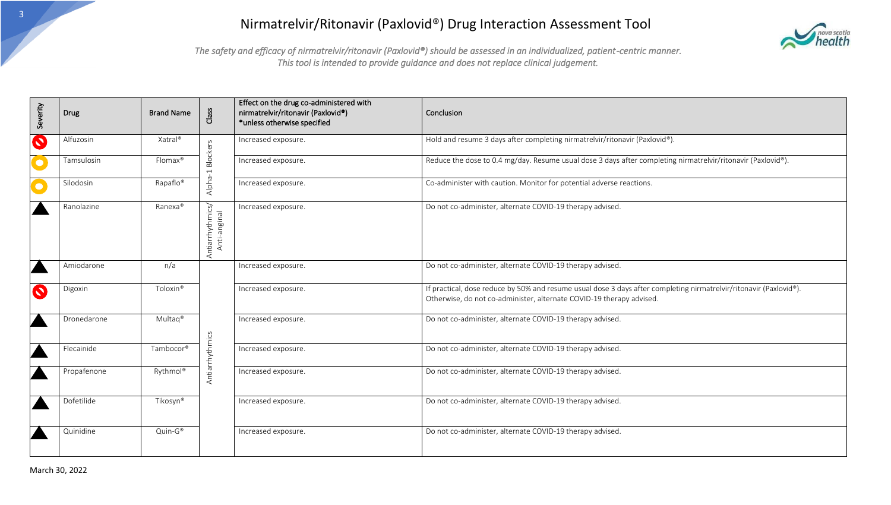# Nirmatrelvir/Ritonavir (Paxlovid®) Drug Interaction Assessment Tool

*The safety and efficacy of nirmatrelvir/ritonavir (Paxlovid®) should be assessed in an individualized, patient-centric manner. This tool is intended to provide guidance and does not replace clinical judgement.*

| Severity | Drug | Brand Name | Class | Effect on the drug co-administered with nirmatrelvir/ritonavir (Paxlovid®) *unless otherwise specified | Conclusion |
|---|---|---|---|---|---|
| ⊘ | Alfuzosin | Xatral® | Alpha-1 Blockers | Increased exposure. | Hold and resume 3 days after completing nirmatrelvir/ritonavir (Paxlovid®). |
| ● | Tamsulosin | Flomax® | | Increased exposure. | Reduce the dose to 0.4 mg/day. Resume usual dose 3 days after completing nirmatrelvir/ritonavir (Paxlovid®). |
| ● | Silodosin | Rapaflo® | | Increased exposure. | Co-administer with caution. Monitor for potential adverse reactions. |
| ▲ | Ranolazine | Ranexa® | Antiarrhythmics/ Anti-anginal | Increased exposure. | Do not co-administer, alternate COVID-19 therapy advised. |
| ▲ | Amiodarone | n/a | Antiarrhythmics | Increased exposure. | Do not co-administer, alternate COVID-19 therapy advised. |
| ⊘ | Digoxin | Toloxin® | | Increased exposure. | If practical, dose reduce by 50% and resume usual dose 3 days after completing nirmatrelvir/ritonavir (Paxlovid®). Otherwise, do not co-administer, alternate COVID-19 therapy advised. |
| ▲ | Dronedarone | Multaq® | | Increased exposure. | Do not co-administer, alternate COVID-19 therapy advised. |
| ▲ | Flecainide | Tambocor® | | Increased exposure. | Do not co-administer, alternate COVID-19 therapy advised. |
| ▲ | Propafenone | Rythmol® | | Increased exposure. | Do not co-administer, alternate COVID-19 therapy advised. |
| ▲ | Dofetilide | Tikosyn® | | Increased exposure. | Do not co-administer, alternate COVID-19 therapy advised. |
| ▲ | Quinidine | Quin-G® | | Increased exposure. | Do not co-administer, alternate COVID-19 therapy advised. |

March 30, 2022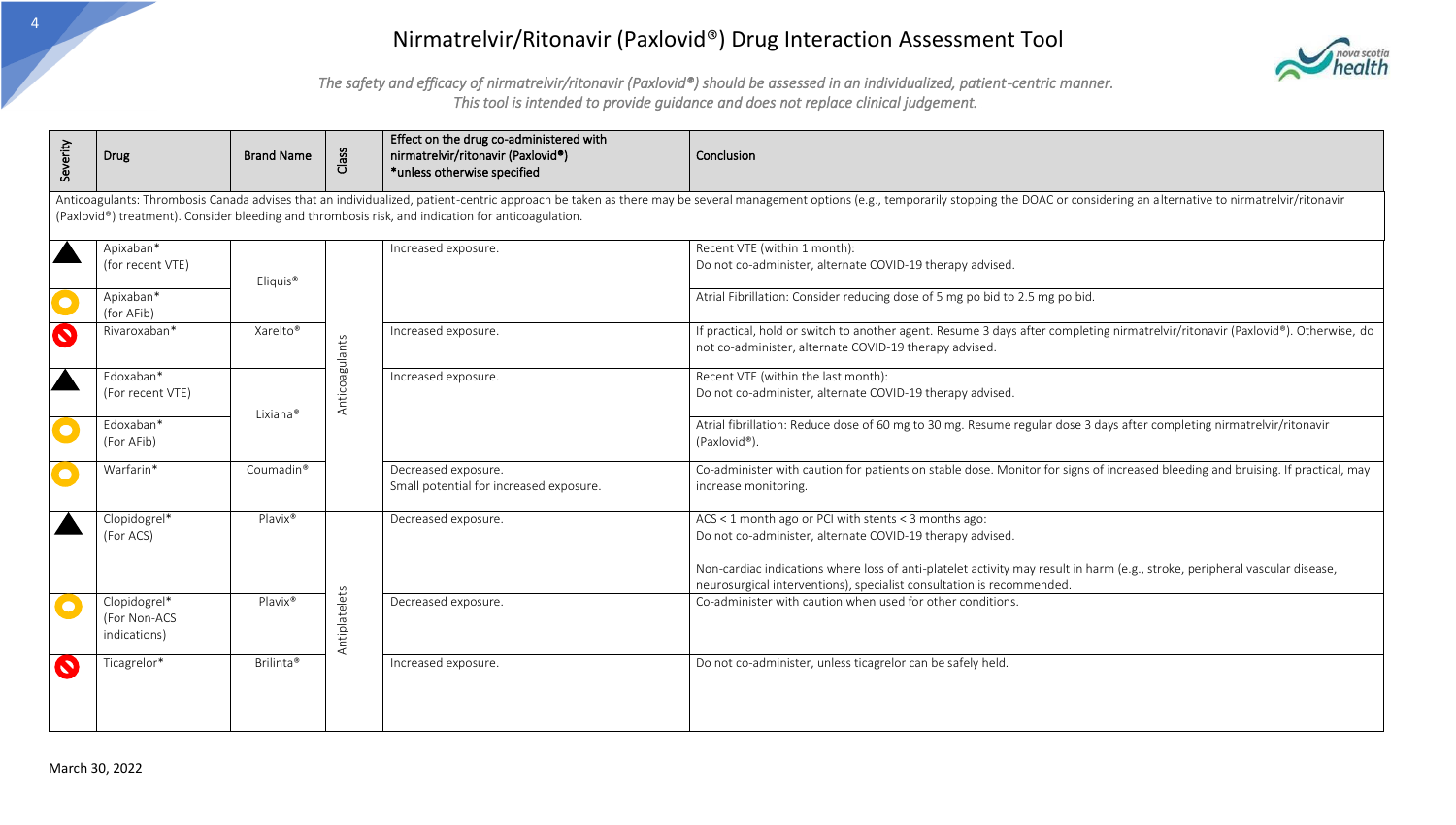# Nirmatrelvir/Ritonavir (Paxlovid®) Drug Interaction Assessment Tool

*The safety and efficacy of nirmatrelvir/ritonavir (Paxlovid®) should be assessed in an individualized, patient-centric manner. This tool is intended to provide guidance and does not replace clinical judgement.*

| Severity | Drug | Brand Name | Class | Effect on the drug co-administered with nirmatrelvir/ritonavir (Paxlovid®) *unless otherwise specified | Conclusion |
|---|---|---|---|---|---|
| Anticoagulants: Thrombosis Canada advises that an individualized, patient-centric approach be taken as there may be several management options (e.g., temporarily stopping the DOAC or considering an alternative to nirmatrelvir/ritonavir (Paxlovid®) treatment). Consider bleeding and thrombosis risk, and indication for anticoagulation. | | | | | |
| ▲ | Apixaban* (for recent VTE) | Eliquis® | Anticoagulants | Increased exposure. | Recent VTE (within 1 month): Do not co-administer, alternate COVID-19 therapy advised. |
| ● | Apixaban* (for AFib) | | | | Atrial Fibrillation: Consider reducing dose of 5 mg po bid to 2.5 mg po bid. |
| ⊘ | Rivaroxaban* | Xarelto® | | Increased exposure. | If practical, hold or switch to another agent. Resume 3 days after completing nirmatrelvir/ritonavir (Paxlovid®). Otherwise, do not co-administer, alternate COVID-19 therapy advised. |
| ▲ | Edoxaban* (For recent VTE) | Lixiana® | | Increased exposure. | Recent VTE (within the last month): Do not co-administer, alternate COVID-19 therapy advised. |
| ● | Edoxaban* (For AFib) | | | | Atrial fibrillation: Reduce dose of 60 mg to 30 mg. Resume regular dose 3 days after completing nirmatrelvir/ritonavir (Paxlovid®). |
| ● | Warfarin* | Coumadin® | | Decreased exposure. Small potential for increased exposure. | Co-administer with caution for patients on stable dose. Monitor for signs of increased bleeding and bruising. If practical, may increase monitoring. |
| ▲ | Clopidogrel* (For ACS) | Plavix® | Antiplatelets | Decreased exposure. | ACS < 1 month ago or PCI with stents < 3 months ago: Do not co-administer, alternate COVID-19 therapy advised.<br><br>Non-cardiac indications where loss of anti-platelet activity may result in harm (e.g., stroke, peripheral vascular disease, neurosurgical interventions), specialist consultation is recommended. |
| ● | Clopidogrel* (For Non-ACS indications) | Plavix® | | Decreased exposure. | Co-administer with caution when used for other conditions. |
| ⊘ | Ticagrelor* | Brilinta® | | Increased exposure. | Do not co-administer, unless ticagrelor can be safely held. |

March 30, 2022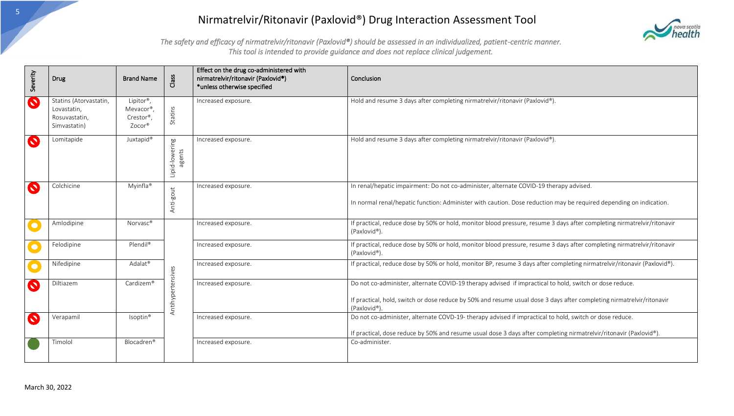# Nirmatrelvir/Ritonavir (Paxlovid®) Drug Interaction Assessment Tool

*The safety and efficacy of nirmatrelvir/ritonavir (Paxlovid®) should be assessed in an individualized, patient-centric manner. This tool is intended to provide guidance and does not replace clinical judgement.*

| Severity | Drug | Brand Name | Class | Effect on the drug co-administered with nirmatrelvir/ritonavir (Paxlovid®) *unless otherwise specified | Conclusion |
|---|---|---|---|---|---|
| Red | Statins (Atorvastatin, Lovastatin, Rosuvastatin, Simvastatin) | Lipitor®, Mevacor®, Crestor®, Zocor® | Statins | Increased exposure. | Hold and resume 3 days after completing nirmatrelvir/ritonavir (Paxlovid®). |
| Red | Lomitapide | Juxtapid® | Lipid-lowering agents | Increased exposure. | Hold and resume 3 days after completing nirmatrelvir/ritonavir (Paxlovid®). |
| Red | Colchicine | Myinfla® | Anti-gout | Increased exposure. | In renal/hepatic impairment: Do not co-administer, alternate COVID-19 therapy advised.<br><br>In normal renal/hepatic function: Administer with caution. Dose reduction may be required depending on indication. |
| Yellow | Amlodipine | Norvasc® | Antihypertensives | Increased exposure. | If practical, reduce dose by 50% or hold, monitor blood pressure, resume 3 days after completing nirmatrelvir/ritonavir (Paxlovid®). |
| Yellow | Felodipine | Plendil® | Antihypertensives | Increased exposure. | If practical, reduce dose by 50% or hold, monitor blood pressure, resume 3 days after completing nirmatrelvir/ritonavir (Paxlovid®). |
| Yellow | Nifedipine | Adalat® | Antihypertensives | Increased exposure. | If practical, reduce dose by 50% or hold, monitor BP, resume 3 days after completing nirmatrelvir/ritonavir (Paxlovid®). |
| Red | Diltiazem | Cardizem® | Antihypertensives | Increased exposure. | Do not co-administer, alternate COVID-19 therapy advised if impractical to hold, switch or dose reduce.<br><br>If practical, hold, switch or dose reduce by 50% and resume usual dose 3 days after completing nirmatrelvir/ritonavir (Paxlovid®). |
| Red | Verapamil | Isoptin® | Antihypertensives | Increased exposure. | Do not co-administer, alternate COVD-19- therapy advised if impractical to hold, switch or dose reduce.<br><br>If practical, dose reduce by 50% and resume usual dose 3 days after completing nirmatrelvir/ritonavir (Paxlovid®). |
| Green | Timolol | Blocadren® | Antihypertensives | Increased exposure. | Co-administer. |

March 30, 2022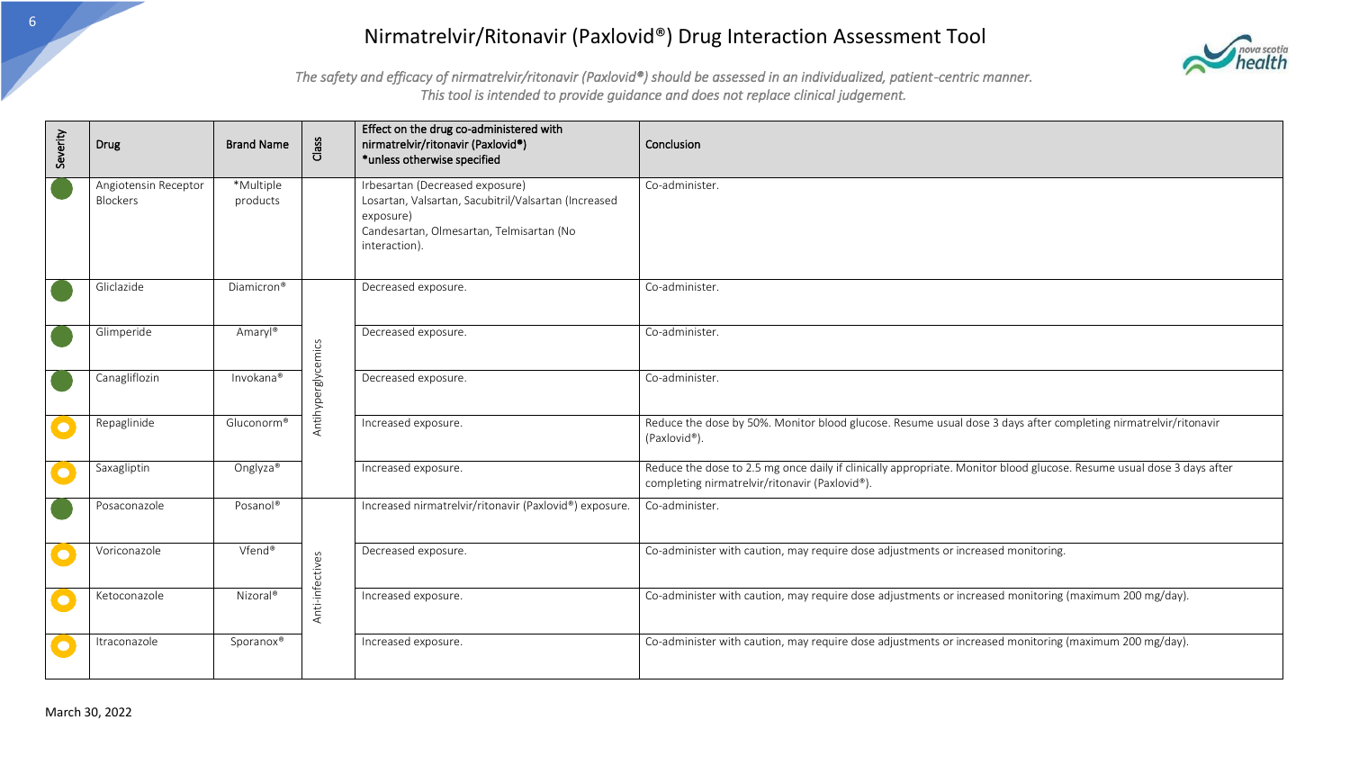# Nirmatrelvir/Ritonavir (Paxlovid®) Drug Interaction Assessment Tool

*The safety and efficacy of nirmatrelvir/ritonavir (Paxlovid®) should be assessed in an individualized, patient-centric manner. This tool is intended to provide guidance and does not replace clinical judgement.*

| Severity | Drug | Brand Name | Class | Effect on the drug co-administered with nirmatrelvir/ritonavir (Paxlovid®) *unless otherwise specified | Conclusion |
|---|---|---|---|---|---|
| Green | Angiotensin Receptor Blockers | *Multiple products | | Irbesartan (Decreased exposure) Losartan, Valsartan, Sacubitril/Valsartan (Increased exposure) Candesartan, Olmesartan, Telmisartan (No interaction). | Co-administer. |
| Green | Gliclazide | Diamicron® | Antihyperglycemics | Decreased exposure. | Co-administer. |
| Green | Glimperide | Amaryl® | Antihyperglycemics | Decreased exposure. | Co-administer. |
| Green | Canagliflozin | Invokana® | Antihyperglycemics | Decreased exposure. | Co-administer. |
| Yellow | Repaglinide | Gluconorm® | Antihyperglycemics | Increased exposure. | Reduce the dose by 50%. Monitor blood glucose. Resume usual dose 3 days after completing nirmatrelvir/ritonavir (Paxlovid®). |
| Yellow | Saxagliptin | Onglyza® | Antihyperglycemics | Increased exposure. | Reduce the dose to 2.5 mg once daily if clinically appropriate. Monitor blood glucose. Resume usual dose 3 days after completing nirmatrelvir/ritonavir (Paxlovid®). |
| Green | Posaconazole | Posanol® | Anti-infectives | Increased nirmatrelvir/ritonavir (Paxlovid®) exposure. | Co-administer. |
| Yellow | Voriconazole | Vfend® | Anti-infectives | Decreased exposure. | Co-administer with caution, may require dose adjustments or increased monitoring. |
| Yellow | Ketoconazole | Nizoral® | Anti-infectives | Increased exposure. | Co-administer with caution, may require dose adjustments or increased monitoring (maximum 200 mg/day). |
| Yellow | Itraconazole | Sporanox® | Anti-infectives | Increased exposure. | Co-administer with caution, may require dose adjustments or increased monitoring (maximum 200 mg/day). |

March 30, 2022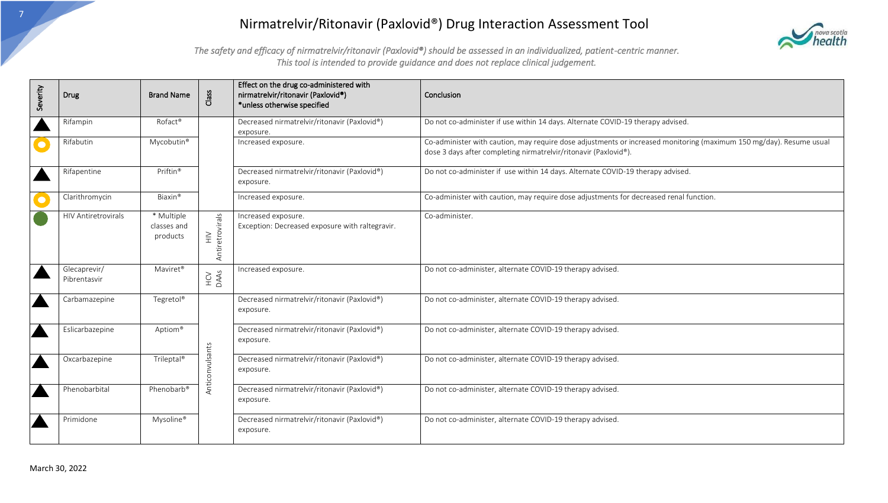# Nirmatrelvir/Ritonavir (Paxlovid®) Drug Interaction Assessment Tool

*The safety and efficacy of nirmatrelvir/ritonavir (Paxlovid®) should be assessed in an individualized, patient-centric manner. This tool is intended to provide guidance and does not replace clinical judgement.*

| Severity | Drug | Brand Name | Class | Effect on the drug co-administered with nirmatrelvir/ritonavir (Paxlovid®) *unless otherwise specified | Conclusion |
|---|---|---|---|---|---|
| ▲ | Rifampin | Rofact® | | Decreased nirmatrelvir/ritonavir (Paxlovid®) exposure. | Do not co-administer if use within 14 days. Alternate COVID-19 therapy advised. |
| ● | Rifabutin | Mycobutin® | | Increased exposure. | Co-administer with caution, may require dose adjustments or increased monitoring (maximum 150 mg/day). Resume usual dose 3 days after completing nirmatrelvir/ritonavir (Paxlovid®). |
| ▲ | Rifapentine | Priftin® | | Decreased nirmatrelvir/ritonavir (Paxlovid®) exposure. | Do not co-administer if use within 14 days. Alternate COVID-19 therapy advised. |
| ● | Clarithromycin | Biaxin® | | Increased exposure. | Co-administer with caution, may require dose adjustments for decreased renal function. |
| ● | HIV Antiretrovirals | * Multiple classes and products | HIV Antiretrovirals | Increased exposure. Exception: Decreased exposure with raltegravir. | Co-administer. |
| ▲ | Glecaprevir/ Pibrentasvir | Maviret® | HCV DAAs | Increased exposure. | Do not co-administer, alternate COVID-19 therapy advised. |
| ▲ | Carbamazepine | Tegretol® | Anticonvulsants | Decreased nirmatrelvir/ritonavir (Paxlovid®) exposure. | Do not co-administer, alternate COVID-19 therapy advised. |
| ▲ | Eslicarbazepine | Aptiom® | Anticonvulsants | Decreased nirmatrelvir/ritonavir (Paxlovid®) exposure. | Do not co-administer, alternate COVID-19 therapy advised. |
| ▲ | Oxcarbazepine | Trileptal® | Anticonvulsants | Decreased nirmatrelvir/ritonavir (Paxlovid®) exposure. | Do not co-administer, alternate COVID-19 therapy advised. |
| ▲ | Phenobarbital | Phenobarb® | Anticonvulsants | Decreased nirmatrelvir/ritonavir (Paxlovid®) exposure. | Do not co-administer, alternate COVID-19 therapy advised. |
| ▲ | Primidone | Mysoline® | Anticonvulsants | Decreased nirmatrelvir/ritonavir (Paxlovid®) exposure. | Do not co-administer, alternate COVID-19 therapy advised. |

March 30, 2022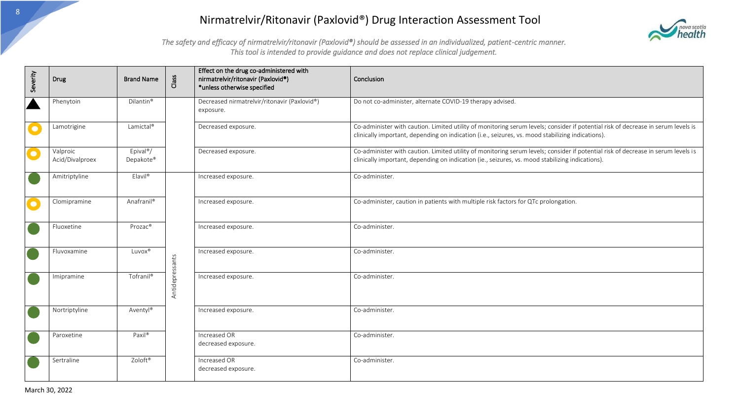# Nirmatrelvir/Ritonavir (Paxlovid®) Drug Interaction Assessment Tool

*The safety and efficacy of nirmatrelvir/ritonavir (Paxlovid®) should be assessed in an individualized, patient-centric manner. This tool is intended to provide guidance and does not replace clinical judgement.*

| Severity | Drug | Brand Name | Class | Effect on the drug co-administered with nirmatrelvir/ritonavir (Paxlovid®) *unless otherwise specified | Conclusion |
|---|---|---|---|---|---|
| ▲ | Phenytoin | Dilantin® | | Decreased nirmatrelvir/ritonavir (Paxlovid®) exposure. | Do not co-administer, alternate COVID-19 therapy advised. |
| ● (yellow) | Lamotrigine | Lamictal® | | Decreased exposure. | Co-administer with caution. Limited utility of monitoring serum levels; consider if potential risk of decrease in serum levels is clinically important, depending on indication (i.e., seizures, vs. mood stabilizing indications). |
| ● (yellow) | Valproic Acid/Divalproex | Epival®/ Depakote® | | Decreased exposure. | Co-administer with caution. Limited utility of monitoring serum levels; consider if potential risk of decrease in serum levels is clinically important, depending on indication (ie., seizures, vs. mood stabilizing indications). |
| ● (green) | Amitriptyline | Elavil® | Antidepressants | Increased exposure. | Co-administer. |
| ● (yellow) | Clomipramine | Anafranil® | Antidepressants | Increased exposure. | Co-administer, caution in patients with multiple risk factors for QTc prolongation. |
| ● (green) | Fluoxetine | Prozac® | Antidepressants | Increased exposure. | Co-administer. |
| ● (green) | Fluvoxamine | Luvox® | Antidepressants | Increased exposure. | Co-administer. |
| ● (green) | Imipramine | Tofranil® | Antidepressants | Increased exposure. | Co-administer. |
| ● (green) | Nortriptyline | Aventyl® | Antidepressants | Increased exposure. | Co-administer. |
| ● (green) | Paroxetine | Paxil® | Antidepressants | Increased OR decreased exposure. | Co-administer. |
| ● (green) | Sertraline | Zoloft® | Antidepressants | Increased OR decreased exposure. | Co-administer. |

March 30, 2022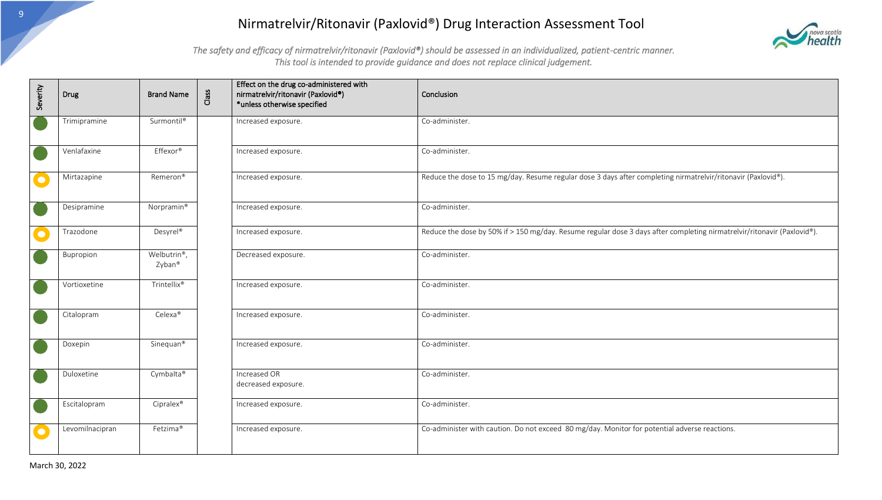# Nirmatrelvir/Ritonavir (Paxlovid®) Drug Interaction Assessment Tool

*The safety and efficacy of nirmatrelvir/ritonavir (Paxlovid®) should be assessed in an individualized, patient-centric manner. This tool is intended to provide guidance and does not replace clinical judgement.*

| Severity | Drug | Brand Name | Class | Effect on the drug co-administered with nirmatrelvir/ritonavir (Paxlovid®) *unless otherwise specified | Conclusion |
|---|---|---|---|---|---|
| Green | Trimipramine | Surmontil® | | Increased exposure. | Co-administer. |
| Green | Venlafaxine | Effexor® | | Increased exposure. | Co-administer. |
| Yellow | Mirtazapine | Remeron® | | Increased exposure. | Reduce the dose to 15 mg/day. Resume regular dose 3 days after completing nirmatrelvir/ritonavir (Paxlovid®). |
| Green | Desipramine | Norpramin® | | Increased exposure. | Co-administer. |
| Yellow | Trazodone | Desyrel® | | Increased exposure. | Reduce the dose by 50% if > 150 mg/day. Resume regular dose 3 days after completing nirmatrelvir/ritonavir (Paxlovid®). |
| Green | Bupropion | Welbutrin®, Zyban® | | Decreased exposure. | Co-administer. |
| Green | Vortioxetine | Trintellix® | | Increased exposure. | Co-administer. |
| Green | Citalopram | Celexa® | | Increased exposure. | Co-administer. |
| Green | Doxepin | Sinequan® | | Increased exposure. | Co-administer. |
| Green | Duloxetine | Cymbalta® | | Increased OR decreased exposure. | Co-administer. |
| Green | Escitalopram | Cipralex® | | Increased exposure. | Co-administer. |
| Yellow | Levomilnacipran | Fetzima® | | Increased exposure. | Co-administer with caution. Do not exceed 80 mg/day. Monitor for potential adverse reactions. |

March 30, 2022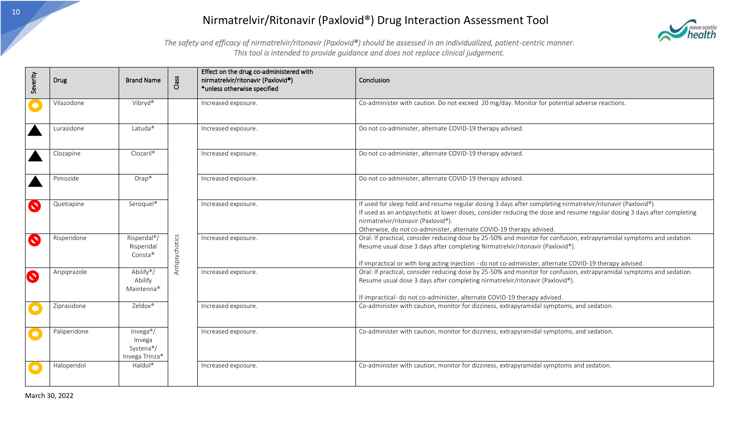# Nirmatrelvir/Ritonavir (Paxlovid®) Drug Interaction Assessment Tool

*The safety and efficacy of nirmatrelvir/ritonavir (Paxlovid®) should be assessed in an individualized, patient-centric manner. This tool is intended to provide guidance and does not replace clinical judgement.*

| Severity | Drug | Brand Name | Class | Effect on the drug co-administered with nirmatrelvir/ritonavir (Paxlovid®) *unless otherwise specified | Conclusion |
|---|---|---|---|---|---|
| ● (yellow circle) | Vilazodone | Vibryd® | | Increased exposure. | Co-administer with caution. Do not exceed 20 mg/day. Monitor for potential adverse reactions. |
| ▲ | Lurasidone | Latuda® | Antipsychotics | Increased exposure. | Do not co-administer, alternate COVID-19 therapy advised. |
| ▲ | Clozapine | Clozaril® | Antipsychotics | Increased exposure. | Do not co-administer, alternate COVID-19 therapy advised. |
| ▲ | Pimozide | Orap® | Antipsychotics | Increased exposure. | Do not co-administer, alternate COVID-19 therapy advised. |
| ⊘ | Quetiapine | Seroquel® | Antipsychotics | Increased exposure. | If used for sleep hold and resume regular dosing 3 days after completing nirmatrelvir/ritonavir (Paxlovid®).<br>If used as an antipsychotic at lower doses, consider reducing the dose and resume regular dosing 3 days after completing nirmatrelvir/ritonavir (Paxlovid®).<br>Otherwise, do not co-administer, alternate COVID-19 therapy advised. |
| ⊘ | Risperidone | Risperdal®/ Risperidal Consta® | Antipsychotics | Increased exposure. | Oral: If practical, consider reducing dose by 25-50% and monitor for confusion, extrapyramidal symptoms and sedation. Resume usual dose 3 days after completing Nirmatrelvir/ritonavir (Paxlovid®).<br><br>If impractical or with long acting injection - do not co-administer, alternate COVID-19 therapy advised. |
| ⊘ | Aripiprazole | Abilify®/ Abilify Maintenna® | Antipsychotics | Increased exposure. | Oral: If practical, consider reducing dose by 25-50% and monitor for confusion, extrapyramidal symptoms and sedation. Resume usual dose 3 days after completing nirmatrelvir/ritonavir (Paxlovid®).<br><br>If impractical- do not co-administer, alternate COVID-19 therapy advised. |
| ● (yellow circle) | Ziprasidone | Zeldox® | Antipsychotics | Increased exposure. | Co-administer with caution, monitor for dizziness, extrapyramidal symptoms, and sedation. |
| ● (yellow circle) | Paliperidone | Invega®/ Invega Systena®/ Invega Trinza® | Antipsychotics | Increased exposure. | Co-administer with caution, monitor for dizziness, extrapyramidal symptoms, and sedation. |
| ● (yellow circle) | Haloperidol | Haldol® | Antipsychotics | Increased exposure. | Co-administer with caution, monitor for dizziness, extrapyramidal symptoms and sedation. |

March 30, 2022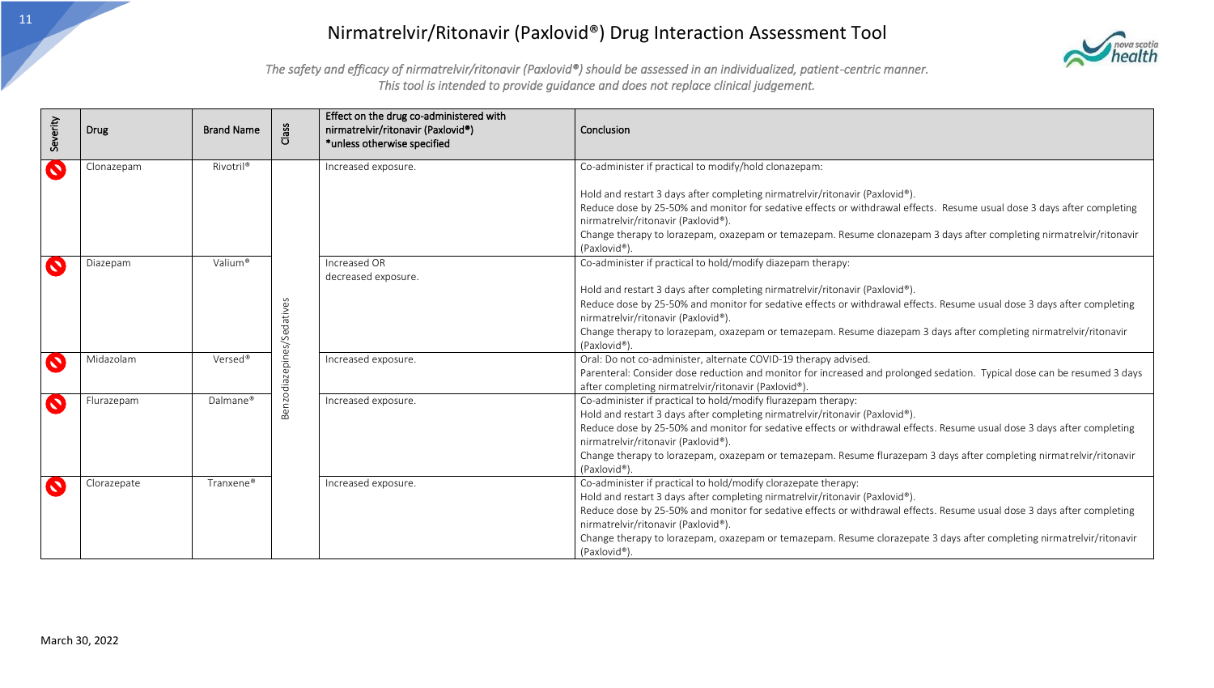# Nirmatrelvir/Ritonavir (Paxlovid®) Drug Interaction Assessment Tool

*The safety and efficacy of nirmatrelvir/ritonavir (Paxlovid®) should be assessed in an individualized, patient-centric manner. This tool is intended to provide guidance and does not replace clinical judgement.*

| Severity | Drug | Brand Name | Class | Effect on the drug co-administered with nirmatrelvir/ritonavir (Paxlovid®) *unless otherwise specified | Conclusion |
|---|---|---|---|---|---|
| 🚫 | Clonazepam | Rivotril® | Benzodiazepines/Sedatives | Increased exposure. | Co-administer if practical to modify/hold clonazepam:<br><br>Hold and restart 3 days after completing nirmatrelvir/ritonavir (Paxlovid®).<br>Reduce dose by 25-50% and monitor for sedative effects or withdrawal effects. Resume usual dose 3 days after completing nirmatrelvir/ritonavir (Paxlovid®).<br>Change therapy to lorazepam, oxazepam or temazepam. Resume clonazepam 3 days after completing nirmatrelvir/ritonavir (Paxlovid®). |
| 🚫 | Diazepam | Valium® | Benzodiazepines/Sedatives | Increased OR decreased exposure. | Co-administer if practical to hold/modify diazepam therapy:<br><br>Hold and restart 3 days after completing nirmatrelvir/ritonavir (Paxlovid®).<br>Reduce dose by 25-50% and monitor for sedative effects or withdrawal effects. Resume usual dose 3 days after completing nirmatrelvir/ritonavir (Paxlovid®).<br>Change therapy to lorazepam, oxazepam or temazepam. Resume diazepam 3 days after completing nirmatrelvir/ritonavir (Paxlovid®). |
| 🚫 | Midazolam | Versed® | Benzodiazepines/Sedatives | Increased exposure. | Oral: Do not co-administer, alternate COVID-19 therapy advised.<br>Parenteral: Consider dose reduction and monitor for increased and prolonged sedation. Typical dose can be resumed 3 days after completing nirmatrelvir/ritonavir (Paxlovid®). |
| 🚫 | Flurazepam | Dalmane® | Benzodiazepines/Sedatives | Increased exposure. | Co-administer if practical to hold/modify flurazepam therapy:<br>Hold and restart 3 days after completing nirmatrelvir/ritonavir (Paxlovid®).<br>Reduce dose by 25-50% and monitor for sedative effects or withdrawal effects. Resume usual dose 3 days after completing nirmatrelvir/ritonavir (Paxlovid®).<br>Change therapy to lorazepam, oxazepam or temazepam. Resume flurazepam 3 days after completing nirmatrelvir/ritonavir (Paxlovid®). |
| 🚫 | Clorazepate | Tranxene® | Benzodiazepines/Sedatives | Increased exposure. | Co-administer if practical to hold/modify clorazepate therapy:<br>Hold and restart 3 days after completing nirmatrelvir/ritonavir (Paxlovid®).<br>Reduce dose by 25-50% and monitor for sedative effects or withdrawal effects. Resume usual dose 3 days after completing nirmatrelvir/ritonavir (Paxlovid®).<br>Change therapy to lorazepam, oxazepam or temazepam. Resume clorazepate 3 days after completing nirmatrelvir/ritonavir (Paxlovid®). |

March 30, 2022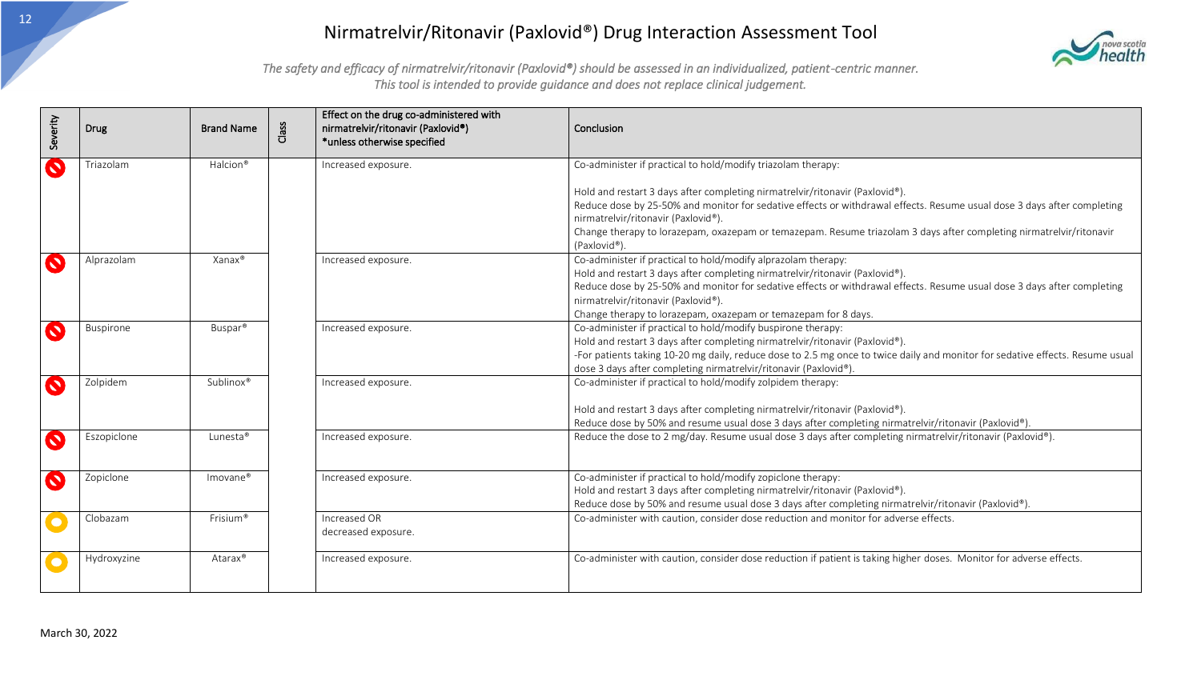# Nirmatrelvir/Ritonavir (Paxlovid®) Drug Interaction Assessment Tool

*The safety and efficacy of nirmatrelvir/ritonavir (Paxlovid®) should be assessed in an individualized, patient-centric manner. This tool is intended to provide guidance and does not replace clinical judgement.*

| Severity | Drug | Brand Name | Class | Effect on the drug co-administered with nirmatrelvir/ritonavir (Paxlovid®) *unless otherwise specified | Conclusion |
|---|---|---|---|---|---|
| 🚫 | Triazolam | Halcion® | | Increased exposure. | Co-administer if practical to hold/modify triazolam therapy:<br><br>Hold and restart 3 days after completing nirmatrelvir/ritonavir (Paxlovid®).<br>Reduce dose by 25-50% and monitor for sedative effects or withdrawal effects. Resume usual dose 3 days after completing nirmatrelvir/ritonavir (Paxlovid®).<br>Change therapy to lorazepam, oxazepam or temazepam. Resume triazolam 3 days after completing nirmatrelvir/ritonavir (Paxlovid®). |
| 🚫 | Alprazolam | Xanax® | | Increased exposure. | Co-administer if practical to hold/modify alprazolam therapy:<br>Hold and restart 3 days after completing nirmatrelvir/ritonavir (Paxlovid®).<br>Reduce dose by 25-50% and monitor for sedative effects or withdrawal effects. Resume usual dose 3 days after completing nirmatrelvir/ritonavir (Paxlovid®).<br>Change therapy to lorazepam, oxazepam or temazepam for 8 days. |
| 🚫 | Buspirone | Buspar® | | Increased exposure. | Co-administer if practical to hold/modify buspirone therapy:<br>Hold and restart 3 days after completing nirmatrelvir/ritonavir (Paxlovid®).<br>-For patients taking 10-20 mg daily, reduce dose to 2.5 mg once to twice daily and monitor for sedative effects. Resume usual dose 3 days after completing nirmatrelvir/ritonavir (Paxlovid®). |
| 🚫 | Zolpidem | Sublinox® | | Increased exposure. | Co-administer if practical to hold/modify zolpidem therapy:<br><br>Hold and restart 3 days after completing nirmatrelvir/ritonavir (Paxlovid®).<br>Reduce dose by 50% and resume usual dose 3 days after completing nirmatrelvir/ritonavir (Paxlovid®). |
| 🚫 | Eszopiclone | Lunesta® | | Increased exposure. | Reduce the dose to 2 mg/day. Resume usual dose 3 days after completing nirmatrelvir/ritonavir (Paxlovid®). |
| 🚫 | Zopiclone | Imovane® | | Increased exposure. | Co-administer if practical to hold/modify zopiclone therapy:<br>Hold and restart 3 days after completing nirmatrelvir/ritonavir (Paxlovid®).<br>Reduce dose by 50% and resume usual dose 3 days after completing nirmatrelvir/ritonavir (Paxlovid®). |
| 🟡 | Clobazam | Frisium® | | Increased OR decreased exposure. | Co-administer with caution, consider dose reduction and monitor for adverse effects. |
| 🟡 | Hydroxyzine | Atarax® | | Increased exposure. | Co-administer with caution, consider dose reduction if patient is taking higher doses. Monitor for adverse effects. |

March 30, 2022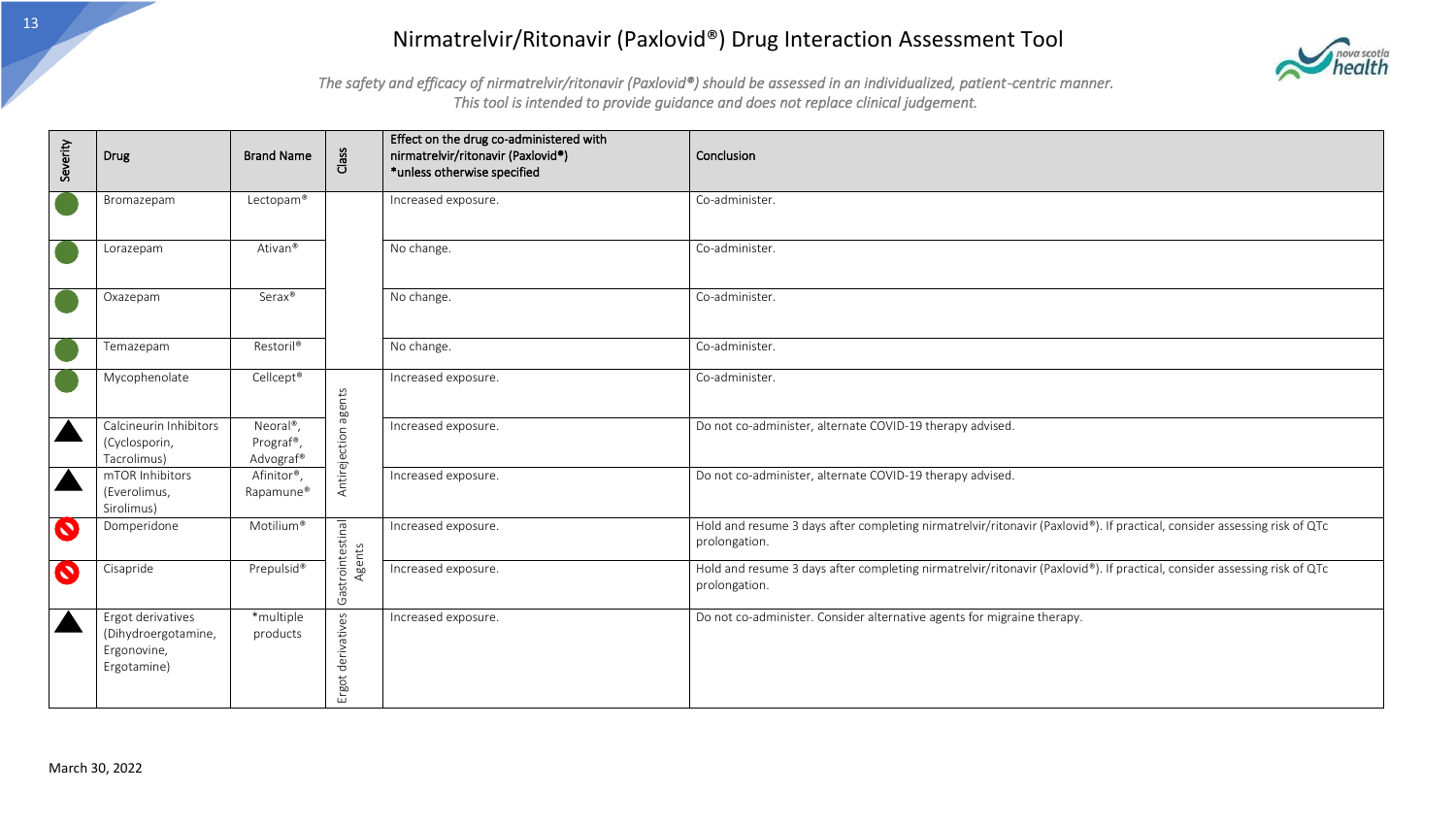# Nirmatrelvir/Ritonavir (Paxlovid®) Drug Interaction Assessment Tool

*The safety and efficacy of nirmatrelvir/ritonavir (Paxlovid®) should be assessed in an individualized, patient-centric manner. This tool is intended to provide guidance and does not replace clinical judgement.*

| Severity | Drug | Brand Name | Class | Effect on the drug co-administered with nirmatrelvir/ritonavir (Paxlovid®) *unless otherwise specified | Conclusion |
|---|---|---|---|---|---|
| ● | Bromazepam | Lectopam® | | Increased exposure. | Co-administer. |
| ● | Lorazepam | Ativan® | | No change. | Co-administer. |
| ● | Oxazepam | Serax® | | No change. | Co-administer. |
| ● | Temazepam | Restoril® | | No change. | Co-administer. |
| ● | Mycophenolate | Cellcept® | Antirejection agents | Increased exposure. | Co-administer. |
| ▲ | Calcineurin Inhibitors (Cyclosporin, Tacrolimus) | Neoral®, Prograf®, Advograf® | Antirejection agents | Increased exposure. | Do not co-administer, alternate COVID-19 therapy advised. |
| ▲ | mTOR Inhibitors (Everolimus, Sirolimus) | Afinitor®, Rapamune® | Antirejection agents | Increased exposure. | Do not co-administer, alternate COVID-19 therapy advised. |
| ⊘ | Domperidone | Motilium® | Gastrointestinal Agents | Increased exposure. | Hold and resume 3 days after completing nirmatrelvir/ritonavir (Paxlovid®). If practical, consider assessing risk of QTc prolongation. |
| ⊘ | Cisapride | Prepulsid® | Gastrointestinal Agents | Increased exposure. | Hold and resume 3 days after completing nirmatrelvir/ritonavir (Paxlovid®). If practical, consider assessing risk of QTc prolongation. |
| ▲ | Ergot derivatives (Dihydroergotamine, Ergonovine, Ergotamine) | *multiple products | Ergot derivatives | Increased exposure. | Do not co-administer. Consider alternative agents for migraine therapy. |

March 30, 2022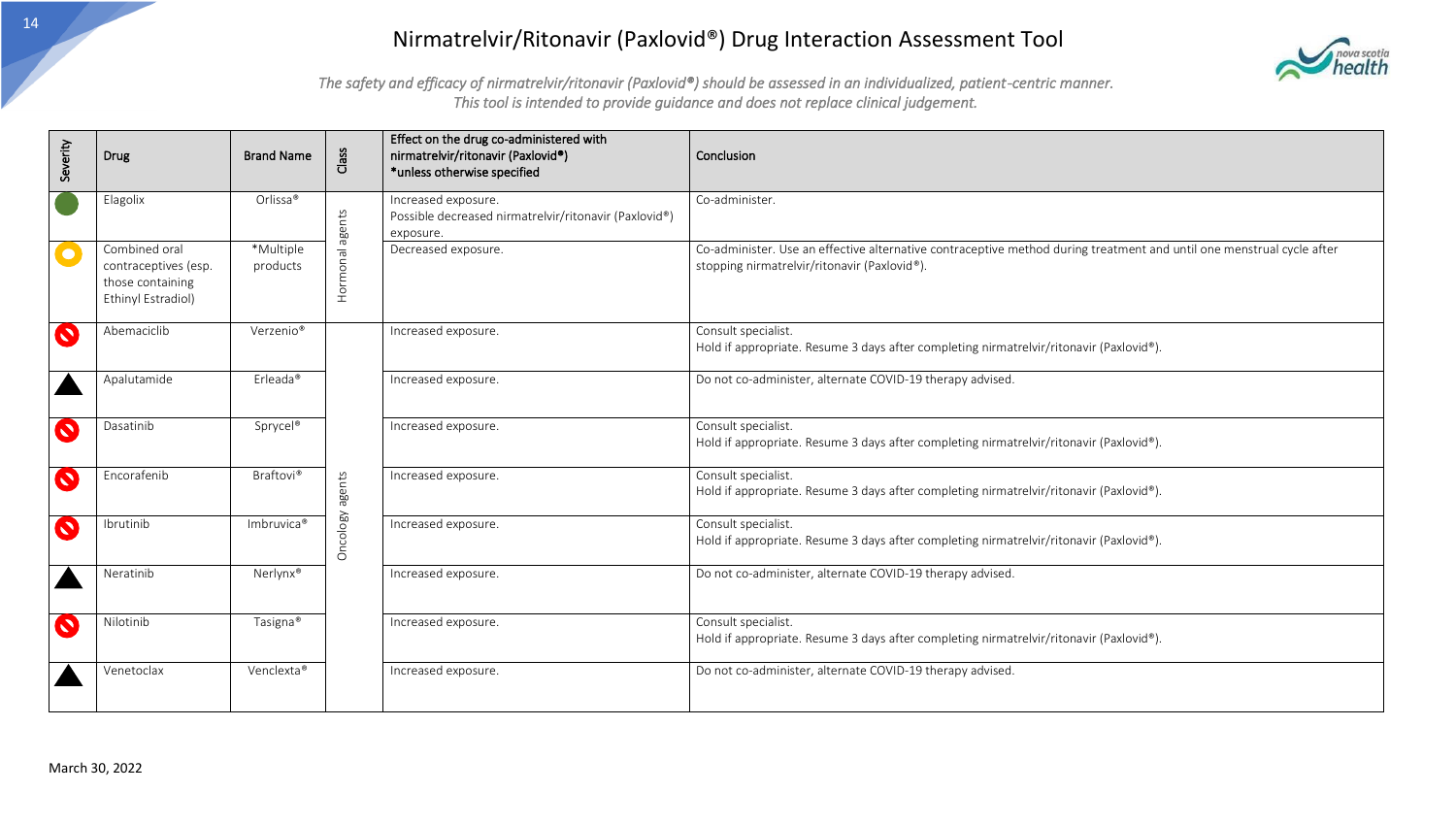# Nirmatrelvir/Ritonavir (Paxlovid®) Drug Interaction Assessment Tool

*The safety and efficacy of nirmatrelvir/ritonavir (Paxlovid®) should be assessed in an individualized, patient-centric manner. This tool is intended to provide guidance and does not replace clinical judgement.*

| Severity | Drug | Brand Name | Class | Effect on the drug co-administered with nirmatrelvir/ritonavir (Paxlovid®) *unless otherwise specified | Conclusion |
|---|---|---|---|---|---|
| Green circle | Elagolix | Orlissa® | Hormonal agents | Increased exposure. Possible decreased nirmatrelvir/ritonavir (Paxlovid®) exposure. | Co-administer. |
| Yellow circle | Combined oral contraceptives (esp. those containing Ethinyl Estradiol) | *Multiple products | Hormonal agents | Decreased exposure. | Co-administer. Use an effective alternative contraceptive method during treatment and until one menstrual cycle after stopping nirmatrelvir/ritonavir (Paxlovid®). |
| Red prohibition sign | Abemaciclib | Verzenio® | Oncology agents | Increased exposure. | Consult specialist. Hold if appropriate. Resume 3 days after completing nirmatrelvir/ritonavir (Paxlovid®). |
| Black triangle | Apalutamide | Erleada® | Oncology agents | Increased exposure. | Do not co-administer, alternate COVID-19 therapy advised. |
| Red prohibition sign | Dasatinib | Sprycel® | Oncology agents | Increased exposure. | Consult specialist. Hold if appropriate. Resume 3 days after completing nirmatrelvir/ritonavir (Paxlovid®). |
| Red prohibition sign | Encorafenib | Braftovi® | Oncology agents | Increased exposure. | Consult specialist. Hold if appropriate. Resume 3 days after completing nirmatrelvir/ritonavir (Paxlovid®). |
| Red prohibition sign | Ibrutinib | Imbruvica® | Oncology agents | Increased exposure. | Consult specialist. Hold if appropriate. Resume 3 days after completing nirmatrelvir/ritonavir (Paxlovid®). |
| Black triangle | Neratinib | Nerlynx® | Oncology agents | Increased exposure. | Do not co-administer, alternate COVID-19 therapy advised. |
| Red prohibition sign | Nilotinib | Tasigna® | Oncology agents | Increased exposure. | Consult specialist. Hold if appropriate. Resume 3 days after completing nirmatrelvir/ritonavir (Paxlovid®). |
| Black triangle | Venetoclax | Venclexta® | Oncology agents | Increased exposure. | Do not co-administer, alternate COVID-19 therapy advised. |

March 30, 2022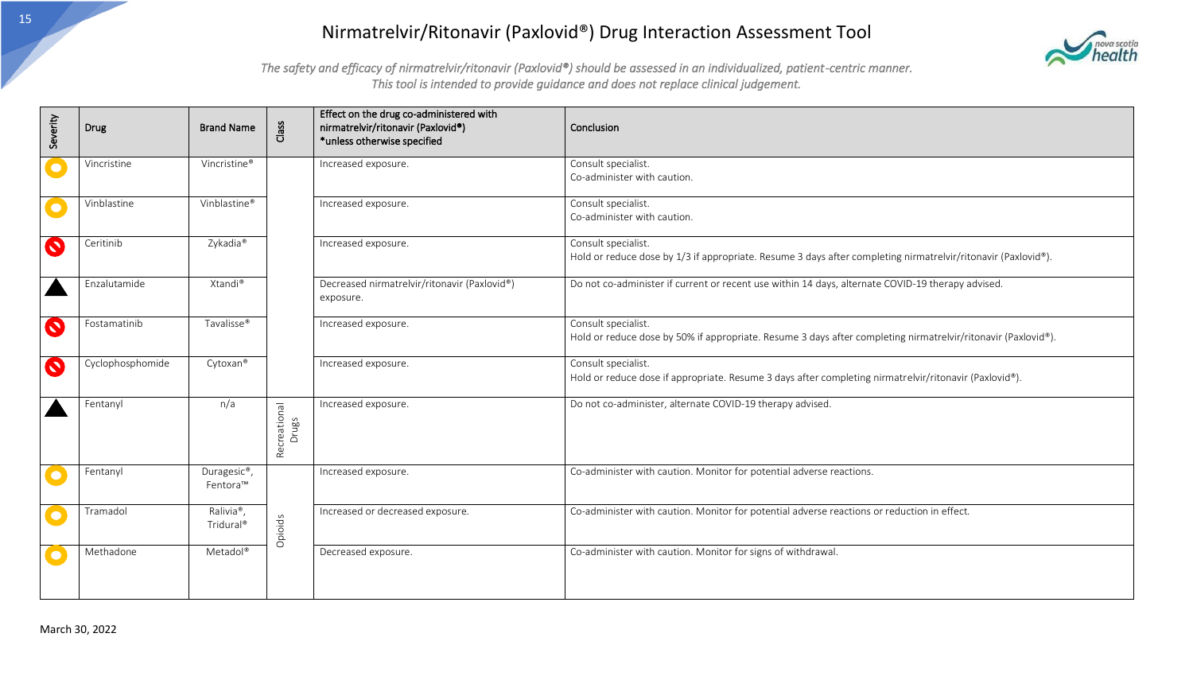# Nirmatrelvir/Ritonavir (Paxlovid®) Drug Interaction Assessment Tool

*The safety and efficacy of nirmatrelvir/ritonavir (Paxlovid®) should be assessed in an individualized, patient-centric manner. This tool is intended to provide guidance and does not replace clinical judgement.*

| Severity | Drug | Brand Name | Class | Effect on the drug co-administered with nirmatrelvir/ritonavir (Paxlovid®) *unless otherwise specified | Conclusion |
|---|---|---|---|---|---|
| ● | Vincristine | Vincristine® | | Increased exposure. | Consult specialist.<br>Co-administer with caution. |
| ● | Vinblastine | Vinblastine® | | Increased exposure. | Consult specialist.<br>Co-administer with caution. |
| ⊘ | Ceritinib | Zykadia® | | Increased exposure. | Consult specialist.<br>Hold or reduce dose by 1/3 if appropriate. Resume 3 days after completing nirmatrelvir/ritonavir (Paxlovid®). |
| ▲ | Enzalutamide | Xtandi® | | Decreased nirmatrelvir/ritonavir (Paxlovid®) exposure. | Do not co-administer if current or recent use within 14 days, alternate COVID-19 therapy advised. |
| ⊘ | Fostamatinib | Tavalisse® | | Increased exposure. | Consult specialist.<br>Hold or reduce dose by 50% if appropriate. Resume 3 days after completing nirmatrelvir/ritonavir (Paxlovid®). |
| ⊘ | Cyclophosphomide | Cytoxan® | | Increased exposure. | Consult specialist.<br>Hold or reduce dose if appropriate. Resume 3 days after completing nirmatrelvir/ritonavir (Paxlovid®). |
| ▲ | Fentanyl | n/a | Recreational Drugs | Increased exposure. | Do not co-administer, alternate COVID-19 therapy advised. |
| ● | Fentanyl | Duragesic®, Fentora™ | Opioids | Increased exposure. | Co-administer with caution. Monitor for potential adverse reactions. |
| ● | Tramadol | Ralivia®, Tridural® | Opioids | Increased or decreased exposure. | Co-administer with caution. Monitor for potential adverse reactions or reduction in effect. |
| ● | Methadone | Metadol® | Opioids | Decreased exposure. | Co-administer with caution. Monitor for signs of withdrawal. |

March 30, 2022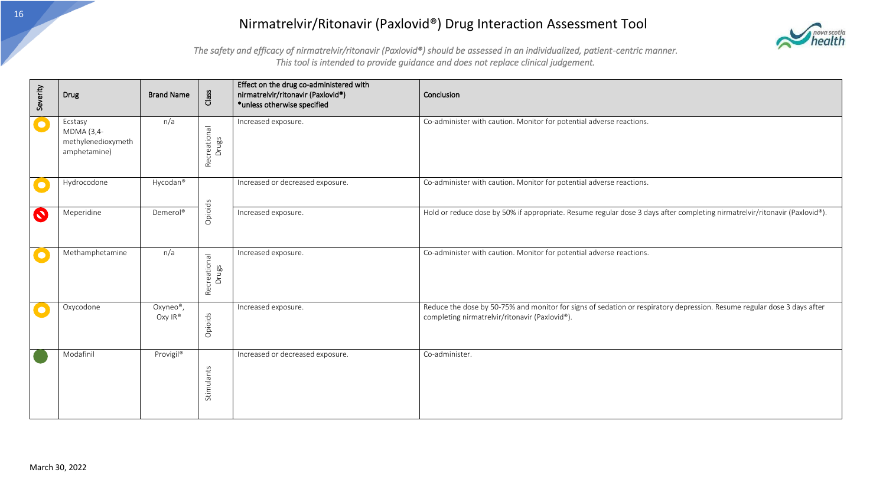# Nirmatrelvir/Ritonavir (Paxlovid®) Drug Interaction Assessment Tool

*The safety and efficacy of nirmatrelvir/ritonavir (Paxlovid®) should be assessed in an individualized, patient-centric manner. This tool is intended to provide guidance and does not replace clinical judgement.*

| Severity | Drug | Brand Name | Class | Effect on the drug co-administered with nirmatrelvir/ritonavir (Paxlovid®) *unless otherwise specified | Conclusion |
|---|---|---|---|---|---|
| Yellow | Ecstasy MDMA (3,4-methylenedioxymethamphetamine) | n/a | Recreational Drugs | Increased exposure. | Co-administer with caution. Monitor for potential adverse reactions. |
| Yellow | Hydrocodone | Hycodan® | Opioids | Increased or decreased exposure. | Co-administer with caution. Monitor for potential adverse reactions. |
| Red | Meperidine | Demerol® | Opioids | Increased exposure. | Hold or reduce dose by 50% if appropriate. Resume regular dose 3 days after completing nirmatrelvir/ritonavir (Paxlovid®). |
| Yellow | Methamphetamine | n/a | Recreational Drugs | Increased exposure. | Co-administer with caution. Monitor for potential adverse reactions. |
| Yellow | Oxycodone | Oxyneo®, Oxy IR® | Opioids | Increased exposure. | Reduce the dose by 50-75% and monitor for signs of sedation or respiratory depression. Resume regular dose 3 days after completing nirmatrelvir/ritonavir (Paxlovid®). |
| Green | Modafinil | Provigil® | Stimulants | Increased or decreased exposure. | Co-administer. |

March 30, 2022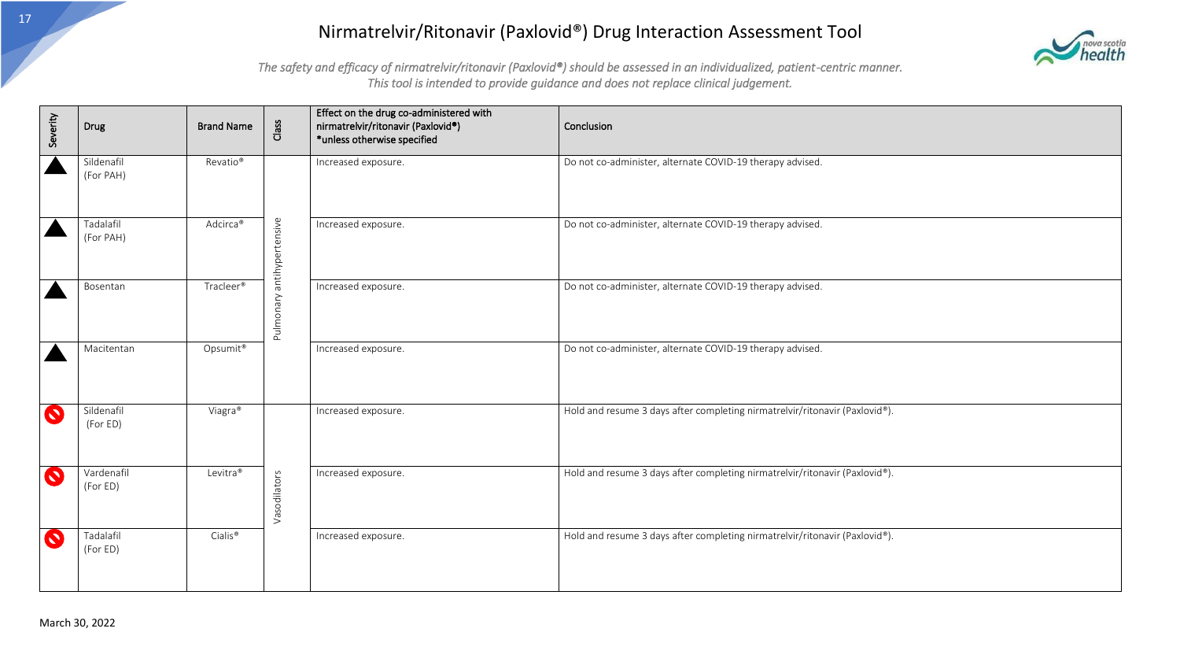# Nirmatrelvir/Ritonavir (Paxlovid®) Drug Interaction Assessment Tool

*The safety and efficacy of nirmatrelvir/ritonavir (Paxlovid®) should be assessed in an individualized, patient-centric manner. This tool is intended to provide guidance and does not replace clinical judgement.*

| Severity | Drug | Brand Name | Class | Effect on the drug co-administered with nirmatrelvir/ritonavir (Paxlovid®) *unless otherwise specified | Conclusion |
|---|---|---|---|---|---|
| ▲ | Sildenafil (For PAH) | Revatio® | Pulmonary anthypertensive | Increased exposure. | Do not co-administer, alternate COVID-19 therapy advised. |
| ▲ | Tadalafil (For PAH) | Adcirca® | Pulmonary anthypertensive | Increased exposure. | Do not co-administer, alternate COVID-19 therapy advised. |
| ▲ | Bosentan | Tracleer® | Pulmonary anthypertensive | Increased exposure. | Do not co-administer, alternate COVID-19 therapy advised. |
| ▲ | Macitentan | Opsumit® | Pulmonary anthypertensive | Increased exposure. | Do not co-administer, alternate COVID-19 therapy advised. |
| ⊘ | Sildenafil (For ED) | Viagra® | Vasodilators | Increased exposure. | Hold and resume 3 days after completing nirmatrelvir/ritonavir (Paxlovid®). |
| ⊘ | Vardenafil (For ED) | Levitra® | Vasodilators | Increased exposure. | Hold and resume 3 days after completing nirmatrelvir/ritonavir (Paxlovid®). |
| ⊘ | Tadalafil (For ED) | Cialis® | Vasodilators | Increased exposure. | Hold and resume 3 days after completing nirmatrelvir/ritonavir (Paxlovid®). |

March 30, 2022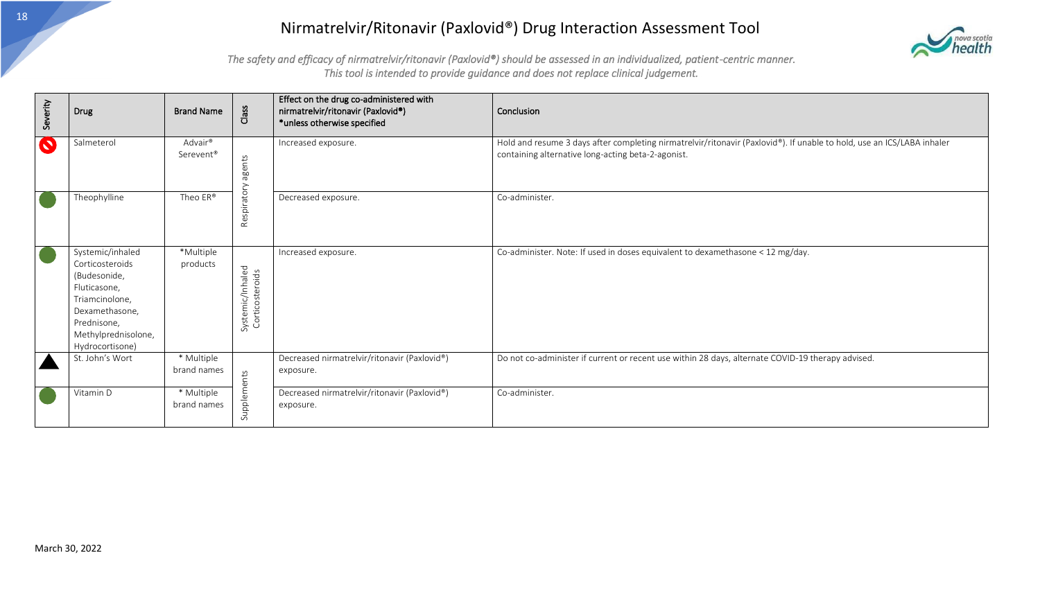# Nirmatrelvir/Ritonavir (Paxlovid®) Drug Interaction Assessment Tool

*The safety and efficacy of nirmatrelvir/ritonavir (Paxlovid®) should be assessed in an individualized, patient-centric manner. This tool is intended to provide guidance and does not replace clinical judgement.*

| Severity | Drug | Brand Name | Class | Effect on the drug co-administered with nirmatrelvir/ritonavir (Paxlovid®) *unless otherwise specified | Conclusion |
|---|---|---|---|---|---|
| 🚫 | Salmeterol | Advair® Serevent® | Respiratory agents | Increased exposure. | Hold and resume 3 days after completing nirmatrelvir/ritonavir (Paxlovid®). If unable to hold, use an ICS/LABA inhaler containing alternative long-acting beta-2-agonist. |
| 🟢 | Theophylline | Theo ER® | Respiratory agents | Decreased exposure. | Co-administer. |
| 🟢 | Systemic/inhaled Corticosteroids (Budesonide, Fluticasone, Triamcinolone, Dexamethasone, Prednisone, Methylprednisolone, Hydrocortisone) | *Multiple products | Systemic/Inhaled Corticosteroids | Increased exposure. | Co-administer. Note: If used in doses equivalent to dexamethasone < 12 mg/day. |
| ▲ | St. John's Wort | * Multiple brand names | Supplements | Decreased nirmatrelvir/ritonavir (Paxlovid®) exposure. | Do not co-administer if current or recent use within 28 days, alternate COVID-19 therapy advised. |
| 🟢 | Vitamin D | * Multiple brand names | Supplements | Decreased nirmatrelvir/ritonavir (Paxlovid®) exposure. | Co-administer. |

March 30, 2022